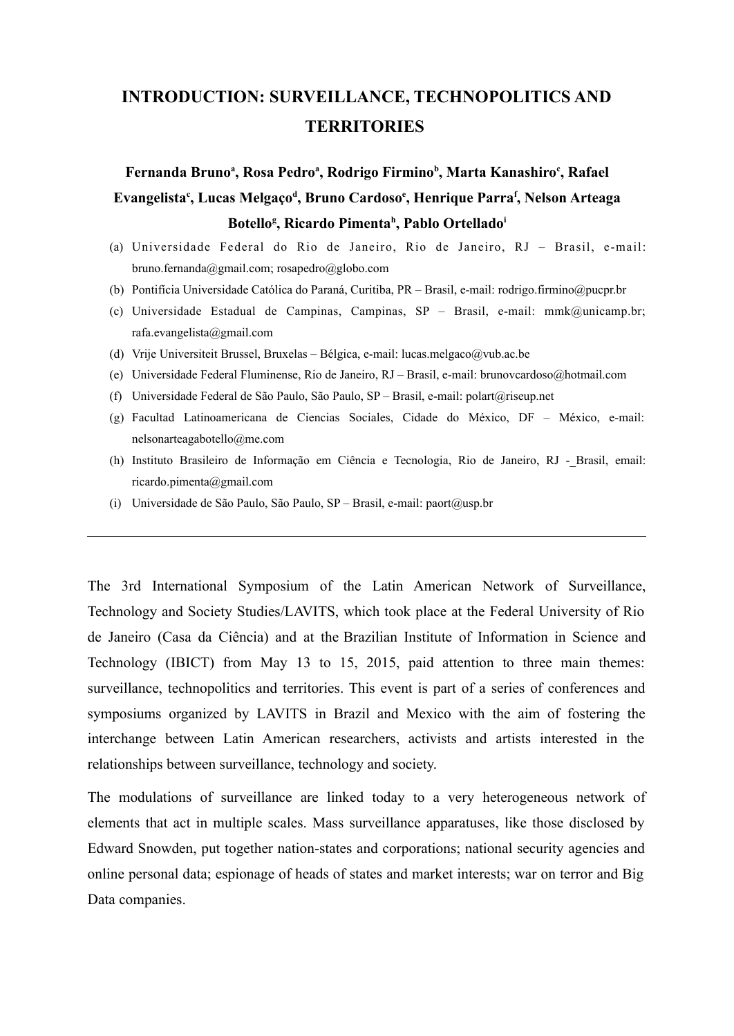# INTRODUCTION: SURVEILLANCE, TECHNOPOLITICS AND TERRITORIES

**Fernanda Bruno[a], Rosa Pedro[a], Rodrigo Firmino[b], Marta Kanashiro[c], Rafael Evangelista[c], Lucas Melgaço[d], Bruno Cardoso[e], Henrique Parra[f], Nelson Arteaga Botello[g], Ricardo Pimenta[h], Pablo Ortellado[i]**

(a) Universidade Federal do Rio de Janeiro, Rio de Janeiro, RJ – Brasil, e-mail: bruno.fernanda@gmail.com; rosapedro@globo.com

(b) Pontifícia Universidade Católica do Paraná, Curitiba, PR – Brasil, e-mail: rodrigo.firmino@pucpr.br

(c) Universidade Estadual de Campinas, Campinas, SP – Brasil, e-mail: mmk@unicamp.br; rafa.evangelista@gmail.com

(d) Vrije Universiteit Brussel, Bruxelas – Bélgica, e-mail: lucas.melgaco@vub.ac.be

(e) Universidade Federal Fluminense, Rio de Janeiro, RJ – Brasil, e-mail: brunovcardoso@hotmail.com

(f) Universidade Federal de São Paulo, São Paulo, SP – Brasil, e-mail: polart@riseup.net

(g) Facultad Latinoamericana de Ciencias Sociales, Cidade do México, DF – México, e-mail: nelsonarteagabotello@me.com

(h) Instituto Brasileiro de Informação em Ciência e Tecnologia, Rio de Janeiro, RJ - Brasil, email: ricardo.pimenta@gmail.com

(i) Universidade de São Paulo, São Paulo, SP – Brasil, e-mail: paort@usp.br

---

The 3rd International Symposium of the Latin American Network of Surveillance, Technology and Society Studies/LAVITS, which took place at the Federal University of Rio de Janeiro (Casa da Ciência) and at the Brazilian Institute of Information in Science and Technology (IBICT) from May 13 to 15, 2015, paid attention to three main themes: surveillance, technopolitics and territories. This event is part of a series of conferences and symposiums organized by LAVITS in Brazil and Mexico with the aim of fostering the interchange between Latin American researchers, activists and artists interested in the relationships between surveillance, technology and society.

The modulations of surveillance are linked today to a very heterogeneous network of elements that act in multiple scales. Mass surveillance apparatuses, like those disclosed by Edward Snowden, put together nation-states and corporations; national security agencies and online personal data; espionage of heads of states and market interests; war on terror and Big Data companies.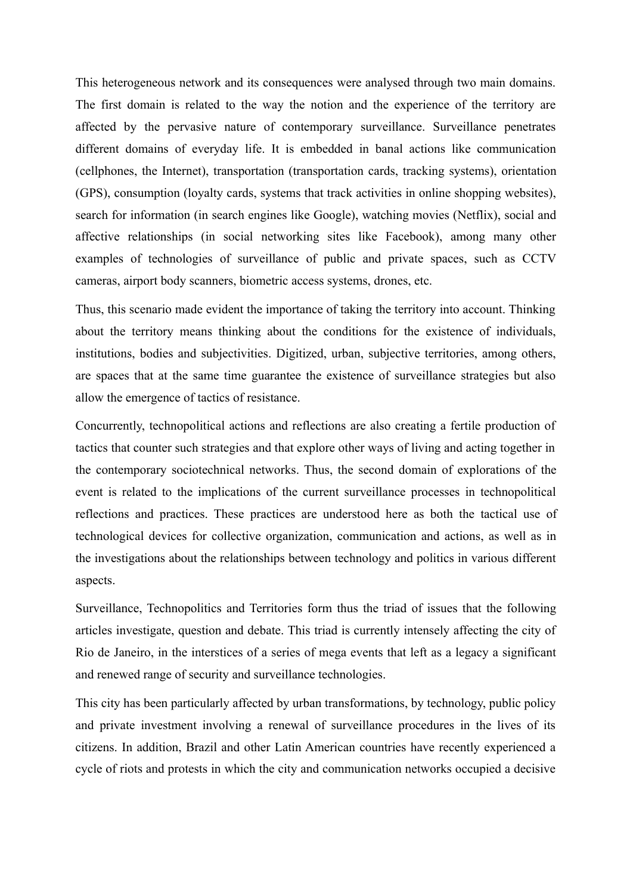This heterogeneous network and its consequences were analysed through two main domains. The first domain is related to the way the notion and the experience of the territory are affected by the pervasive nature of contemporary surveillance. Surveillance penetrates different domains of everyday life. It is embedded in banal actions like communication (cellphones, the Internet), transportation (transportation cards, tracking systems), orientation (GPS), consumption (loyalty cards, systems that track activities in online shopping websites), search for information (in search engines like Google), watching movies (Netflix), social and affective relationships (in social networking sites like Facebook), among many other examples of technologies of surveillance of public and private spaces, such as CCTV cameras, airport body scanners, biometric access systems, drones, etc.

Thus, this scenario made evident the importance of taking the territory into account. Thinking about the territory means thinking about the conditions for the existence of individuals, institutions, bodies and subjectivities. Digitized, urban, subjective territories, among others, are spaces that at the same time guarantee the existence of surveillance strategies but also allow the emergence of tactics of resistance.

Concurrently, technopolitical actions and reflections are also creating a fertile production of tactics that counter such strategies and that explore other ways of living and acting together in the contemporary sociotechnical networks. Thus, the second domain of explorations of the event is related to the implications of the current surveillance processes in technopolitical reflections and practices. These practices are understood here as both the tactical use of technological devices for collective organization, communication and actions, as well as in the investigations about the relationships between technology and politics in various different aspects.

Surveillance, Technopolitics and Territories form thus the triad of issues that the following articles investigate, question and debate. This triad is currently intensely affecting the city of Rio de Janeiro, in the interstices of a series of mega events that left as a legacy a significant and renewed range of security and surveillance technologies.

This city has been particularly affected by urban transformations, by technology, public policy and private investment involving a renewal of surveillance procedures in the lives of its citizens. In addition, Brazil and other Latin American countries have recently experienced a cycle of riots and protests in which the city and communication networks occupied a decisive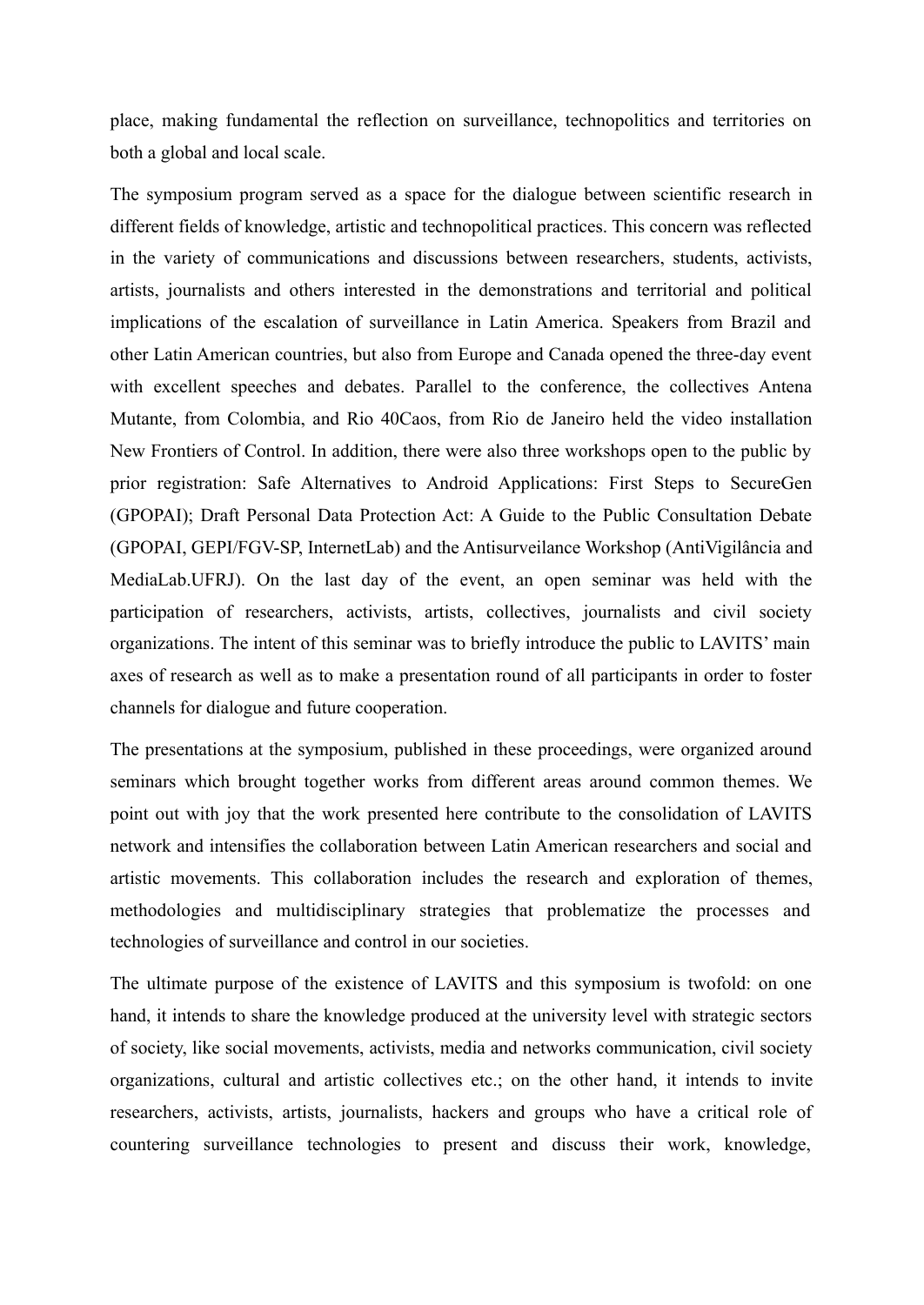place, making fundamental the reflection on surveillance, technopolitics and territories on both a global and local scale.

The symposium program served as a space for the dialogue between scientific research in different fields of knowledge, artistic and technopolitical practices. This concern was reflected in the variety of communications and discussions between researchers, students, activists, artists, journalists and others interested in the demonstrations and territorial and political implications of the escalation of surveillance in Latin America. Speakers from Brazil and other Latin American countries, but also from Europe and Canada opened the three-day event with excellent speeches and debates. Parallel to the conference, the collectives Antena Mutante, from Colombia, and Rio 40Caos, from Rio de Janeiro held the video installation New Frontiers of Control. In addition, there were also three workshops open to the public by prior registration: Safe Alternatives to Android Applications: First Steps to SecureGen (GPOPAI); Draft Personal Data Protection Act: A Guide to the Public Consultation Debate (GPOPAI, GEPI/FGV-SP, InternetLab) and the Antisurveilance Workshop (AntiVigilância and MediaLab.UFRJ). On the last day of the event, an open seminar was held with the participation of researchers, activists, artists, collectives, journalists and civil society organizations. The intent of this seminar was to briefly introduce the public to LAVITS' main axes of research as well as to make a presentation round of all participants in order to foster channels for dialogue and future cooperation.

The presentations at the symposium, published in these proceedings, were organized around seminars which brought together works from different areas around common themes. We point out with joy that the work presented here contribute to the consolidation of LAVITS network and intensifies the collaboration between Latin American researchers and social and artistic movements. This collaboration includes the research and exploration of themes, methodologies and multidisciplinary strategies that problematize the processes and technologies of surveillance and control in our societies.

The ultimate purpose of the existence of LAVITS and this symposium is twofold: on one hand, it intends to share the knowledge produced at the university level with strategic sectors of society, like social movements, activists, media and networks communication, civil society organizations, cultural and artistic collectives etc.; on the other hand, it intends to invite researchers, activists, artists, journalists, hackers and groups who have a critical role of countering surveillance technologies to present and discuss their work, knowledge,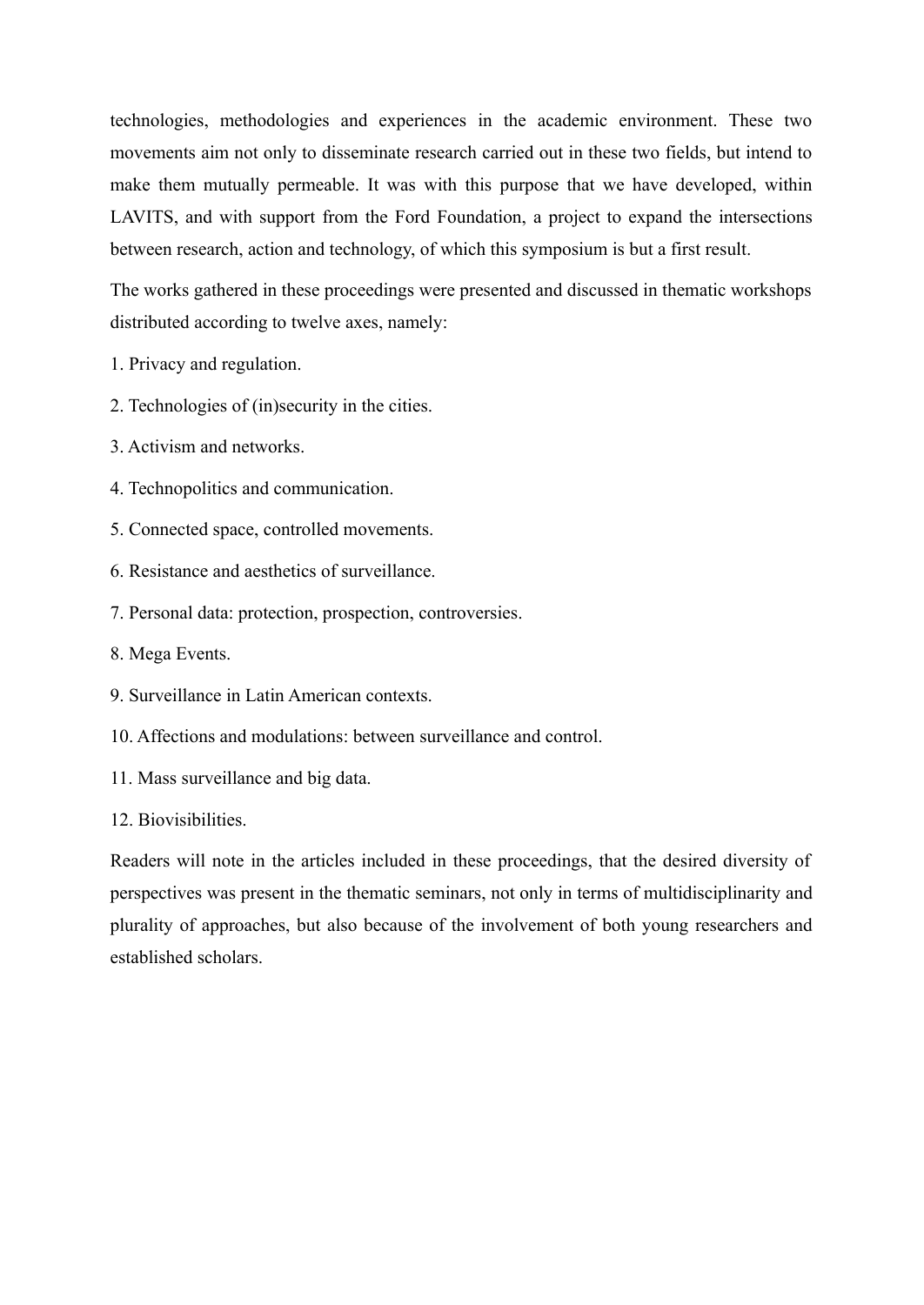technologies, methodologies and experiences in the academic environment. These two movements aim not only to disseminate research carried out in these two fields, but intend to make them mutually permeable. It was with this purpose that we have developed, within LAVITS, and with support from the Ford Foundation, a project to expand the intersections between research, action and technology, of which this symposium is but a first result.

The works gathered in these proceedings were presented and discussed in thematic workshops distributed according to twelve axes, namely:

1. Privacy and regulation.
2. Technologies of (in)security in the cities.
3. Activism and networks.
4. Technopolitics and communication.
5. Connected space, controlled movements.
6. Resistance and aesthetics of surveillance.
7. Personal data: protection, prospection, controversies.
8. Mega Events.
9. Surveillance in Latin American contexts.
10. Affections and modulations: between surveillance and control.
11. Mass surveillance and big data.
12. Biovisibilities.

Readers will note in the articles included in these proceedings, that the desired diversity of perspectives was present in the thematic seminars, not only in terms of multidisciplinarity and plurality of approaches, but also because of the involvement of both young researchers and established scholars.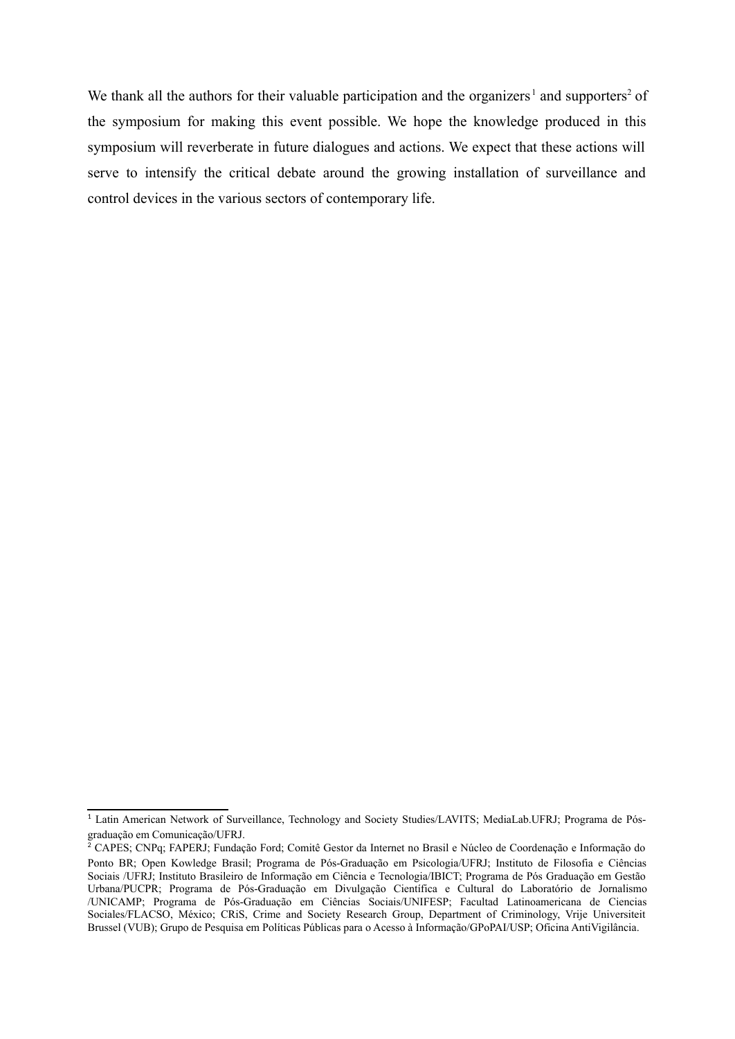We thank all the authors for their valuable participation and the organizers[1] and supporters[2] of the symposium for making this event possible. We hope the knowledge produced in this symposium will reverberate in future dialogues and actions. We expect that these actions will serve to intensify the critical debate around the growing installation of surveillance and control devices in the various sectors of contemporary life.

---

[1] Latin American Network of Surveillance, Technology and Society Studies/LAVITS; MediaLab.UFRJ; Programa de Pós-graduação em Comunicação/UFRJ.

[2] CAPES; CNPq; FAPERJ; Fundação Ford; Comitê Gestor da Internet no Brasil e Núcleo de Coordenação e Informação do Ponto BR; Open Kowledge Brasil; Programa de Pós-Graduação em Psicologia/UFRJ; Instituto de Filosofia e Ciências Sociais /UFRJ; Instituto Brasileiro de Informação em Ciência e Tecnologia/IBICT; Programa de Pós Graduação em Gestão Urbana/PUCPR; Programa de Pós-Graduação em Divulgação Científica e Cultural do Laboratório de Jornalismo /UNICAMP; Programa de Pós-Graduação em Ciências Sociais/UNIFESP; Facultad Latinoamericana de Ciencias Sociales/FLACSO, México; CRiS, Crime and Society Research Group, Department of Criminology, Vrije Universiteit Brussel (VUB); Grupo de Pesquisa em Políticas Públicas para o Acesso à Informação/GPoPAI/USP; Oficina AntiVigilância.